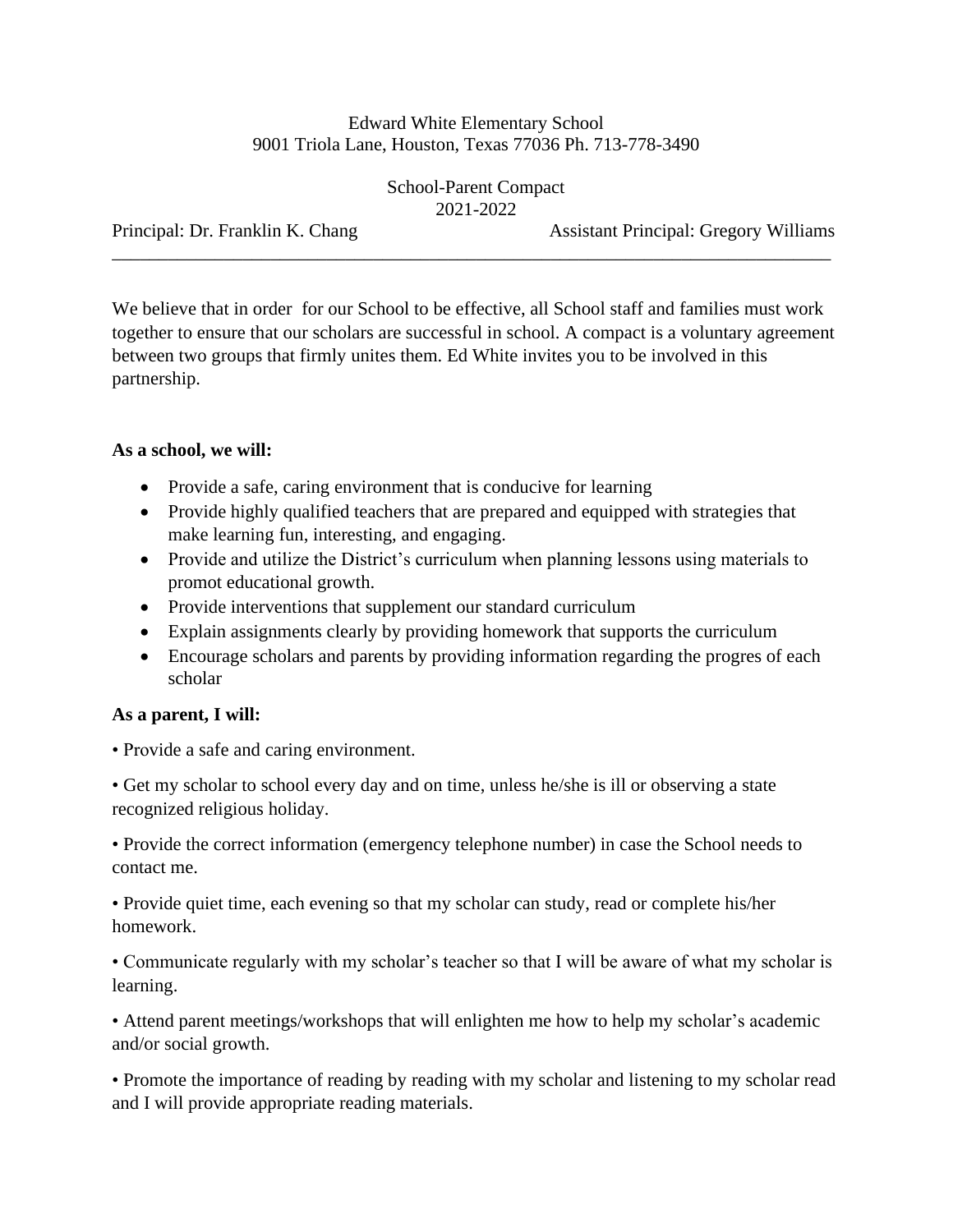Edward White Elementary School
9001 Triola Lane, Houston, Texas 77036 Ph. 713-778-3490

School-Parent Compact
2021-2022

Principal: Dr. Franklin K. Chang | Assistant Principal: Gregory Williams

---

We believe that in order for our School to be effective, all School staff and families must work together to ensure that our scholars are successful in school. A compact is a voluntary agreement between two groups that firmly unites them. Ed White invites you to be involved in this partnership.

**As a school, we will:**

- Provide a safe, caring environment that is conducive for learning
- Provide highly qualified teachers that are prepared and equipped with strategies that make learning fun, interesting, and engaging.
- Provide and utilize the District's curriculum when planning lessons using materials to promot educational growth.
- Provide interventions that supplement our standard curriculum
- Explain assignments clearly by providing homework that supports the curriculum
- Encourage scholars and parents by providing information regarding the progres of each scholar

**As a parent, I will:**

• Provide a safe and caring environment.

• Get my scholar to school every day and on time, unless he/she is ill or observing a state recognized religious holiday.

• Provide the correct information (emergency telephone number) in case the School needs to contact me.

• Provide quiet time, each evening so that my scholar can study, read or complete his/her homework.

• Communicate regularly with my scholar's teacher so that I will be aware of what my scholar is learning.

• Attend parent meetings/workshops that will enlighten me how to help my scholar's academic and/or social growth.

• Promote the importance of reading by reading with my scholar and listening to my scholar read and I will provide appropriate reading materials.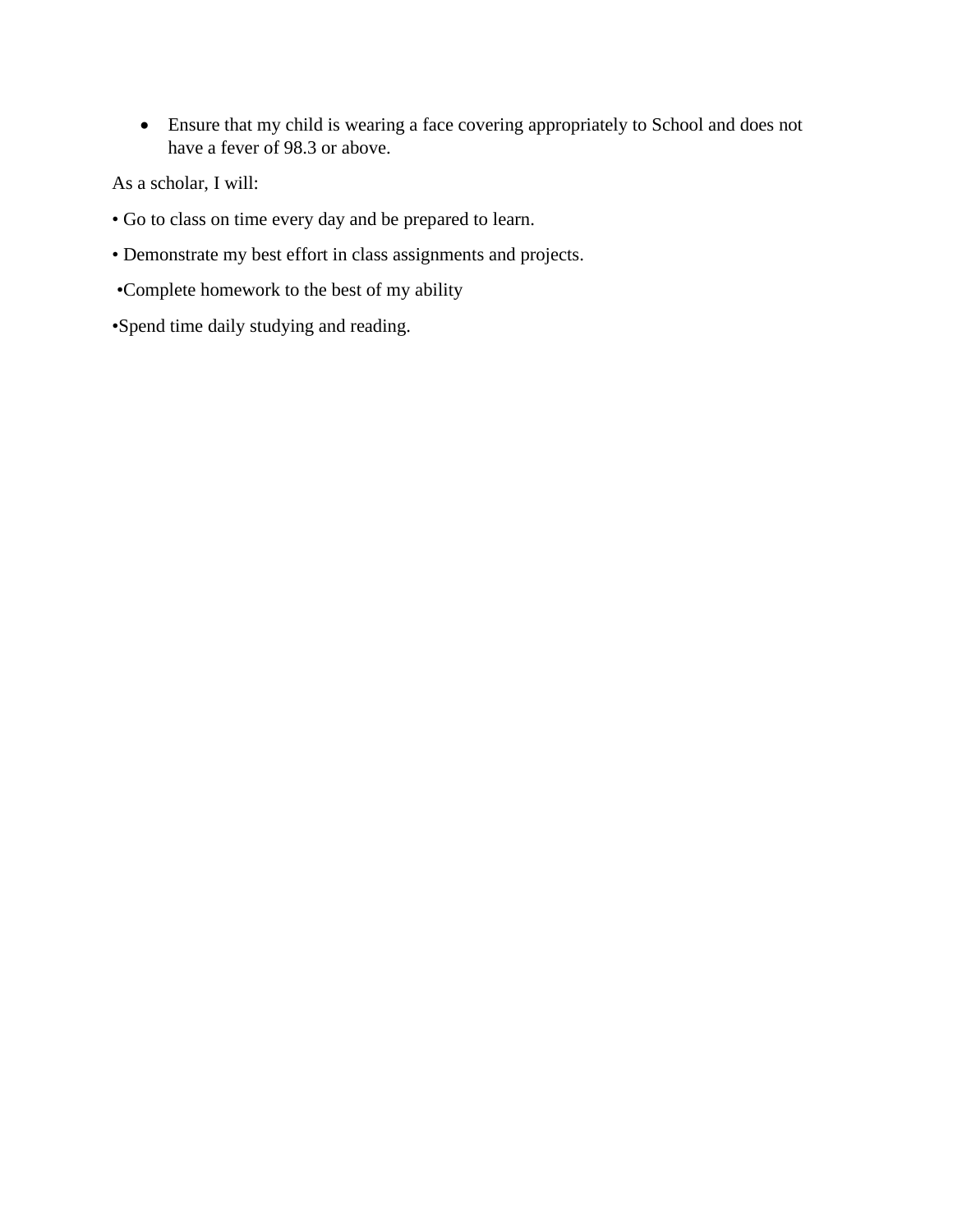- Ensure that my child is wearing a face covering appropriately to School and does not have a fever of 98.3 or above.

As a scholar, I will:

• Go to class on time every day and be prepared to learn.

• Demonstrate my best effort in class assignments and projects.

•Complete homework to the best of my ability

•Spend time daily studying and reading.